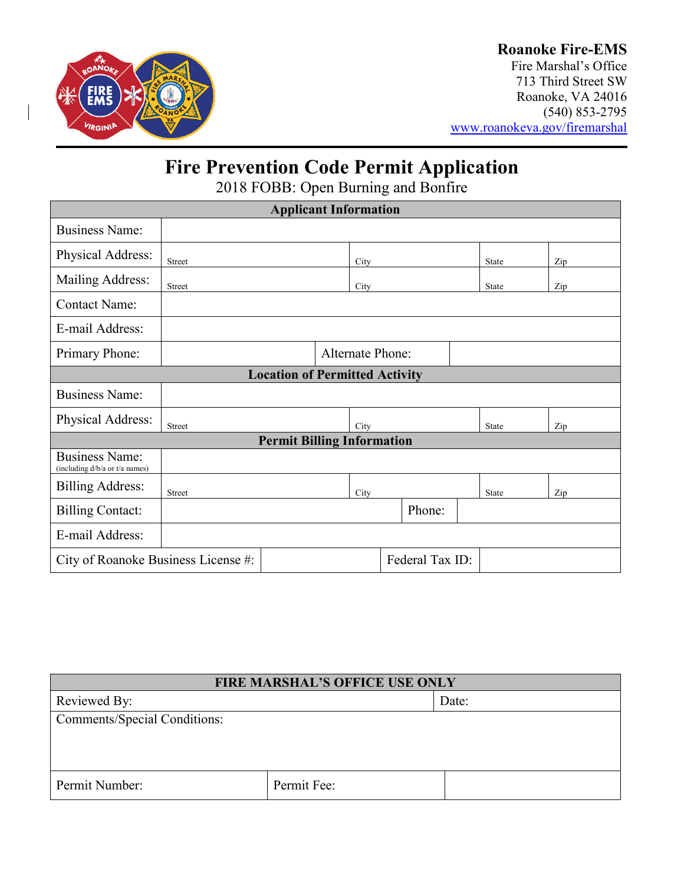**Roanoke Fire-EMS**
Fire Marshal's Office
713 Third Street SW
Roanoke, VA 24016
(540) 853-2795
www.roanokeva.gov/firemarshal

# Fire Prevention Code Permit Application

2018 FOBB: Open Burning and Bonfire

| **Applicant Information** | | | | | |
|---|---|---|---|---|---|
| Business Name: | | | | | |
| Physical Address: | Street | City | | State | Zip |
| Mailing Address: | Street | City | | State | Zip |
| Contact Name: | | | | | |
| E-mail Address: | | | | | |
| Primary Phone: | | Alternate Phone: | | | |
| **Location of Permitted Activity** | | | | | |
| Business Name: | | | | | |
| Physical Address: | Street | City | | State | Zip |
| **Permit Billing Information** | | | | | |
| Business Name: (including d/b/a or t/a names) | | | | | |
| Billing Address: | Street | City | | State | Zip |
| Billing Contact: | | | Phone: | | |
| E-mail Address: | | | | | |
| City of Roanoke Business License #: | | Federal Tax ID: | | | |

| **FIRE MARSHAL'S OFFICE USE ONLY** | | |
|---|---|---|
| Reviewed By: | | Date: |
| Comments/Special Conditions: | | |
| Permit Number: | Permit Fee: | |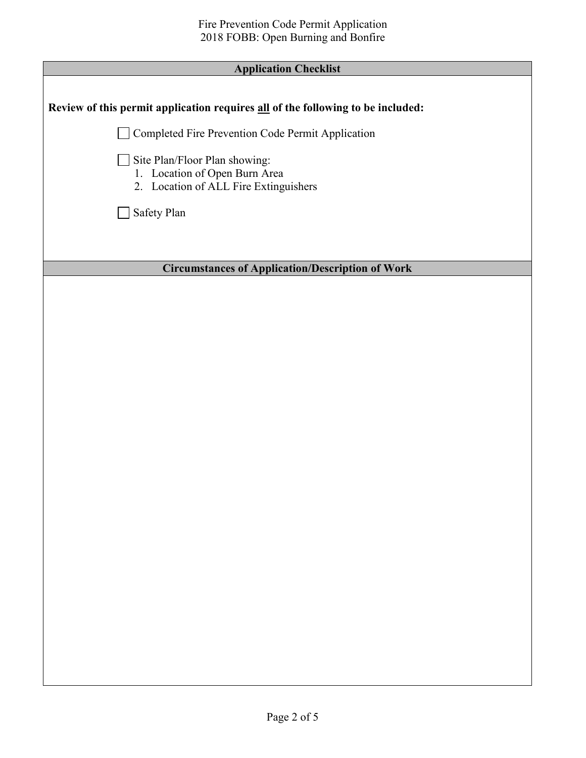## Application Checklist

**Review of this permit application requires all of the following to be included:**

- [ ] Completed Fire Prevention Code Permit Application
- [ ] Site Plan/Floor Plan showing:
  1. Location of Open Burn Area
  2. Location of ALL Fire Extinguishers
- [ ] Safety Plan

## Circumstances of Application/Description of Work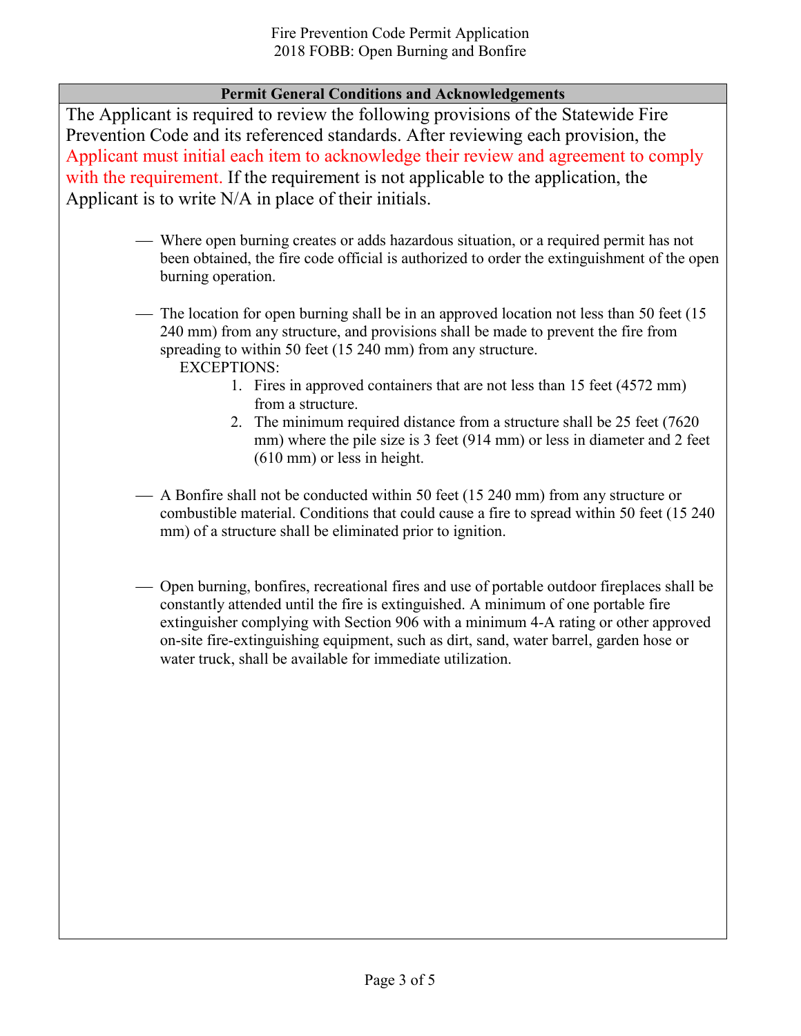## Permit General Conditions and Acknowledgements

The Applicant is required to review the following provisions of the Statewide Fire Prevention Code and its referenced standards. After reviewing each provision, the Applicant must initial each item to acknowledge their review and agreement to comply with the requirement. If the requirement is not applicable to the application, the Applicant is to write N/A in place of their initials.

\_\_ Where open burning creates or adds hazardous situation, or a required permit has not been obtained, the fire code official is authorized to order the extinguishment of the open burning operation.

\_\_ The location for open burning shall be in an approved location not less than 50 feet (15 240 mm) from any structure, and provisions shall be made to prevent the fire from spreading to within 50 feet (15 240 mm) from any structure.

EXCEPTIONS:

1. Fires in approved containers that are not less than 15 feet (4572 mm) from a structure.
2. The minimum required distance from a structure shall be 25 feet (7620 mm) where the pile size is 3 feet (914 mm) or less in diameter and 2 feet (610 mm) or less in height.

\_\_ A Bonfire shall not be conducted within 50 feet (15 240 mm) from any structure or combustible material. Conditions that could cause a fire to spread within 50 feet (15 240 mm) of a structure shall be eliminated prior to ignition.

\_\_ Open burning, bonfires, recreational fires and use of portable outdoor fireplaces shall be constantly attended until the fire is extinguished. A minimum of one portable fire extinguisher complying with Section 906 with a minimum 4-A rating or other approved on-site fire-extinguishing equipment, such as dirt, sand, water barrel, garden hose or water truck, shall be available for immediate utilization.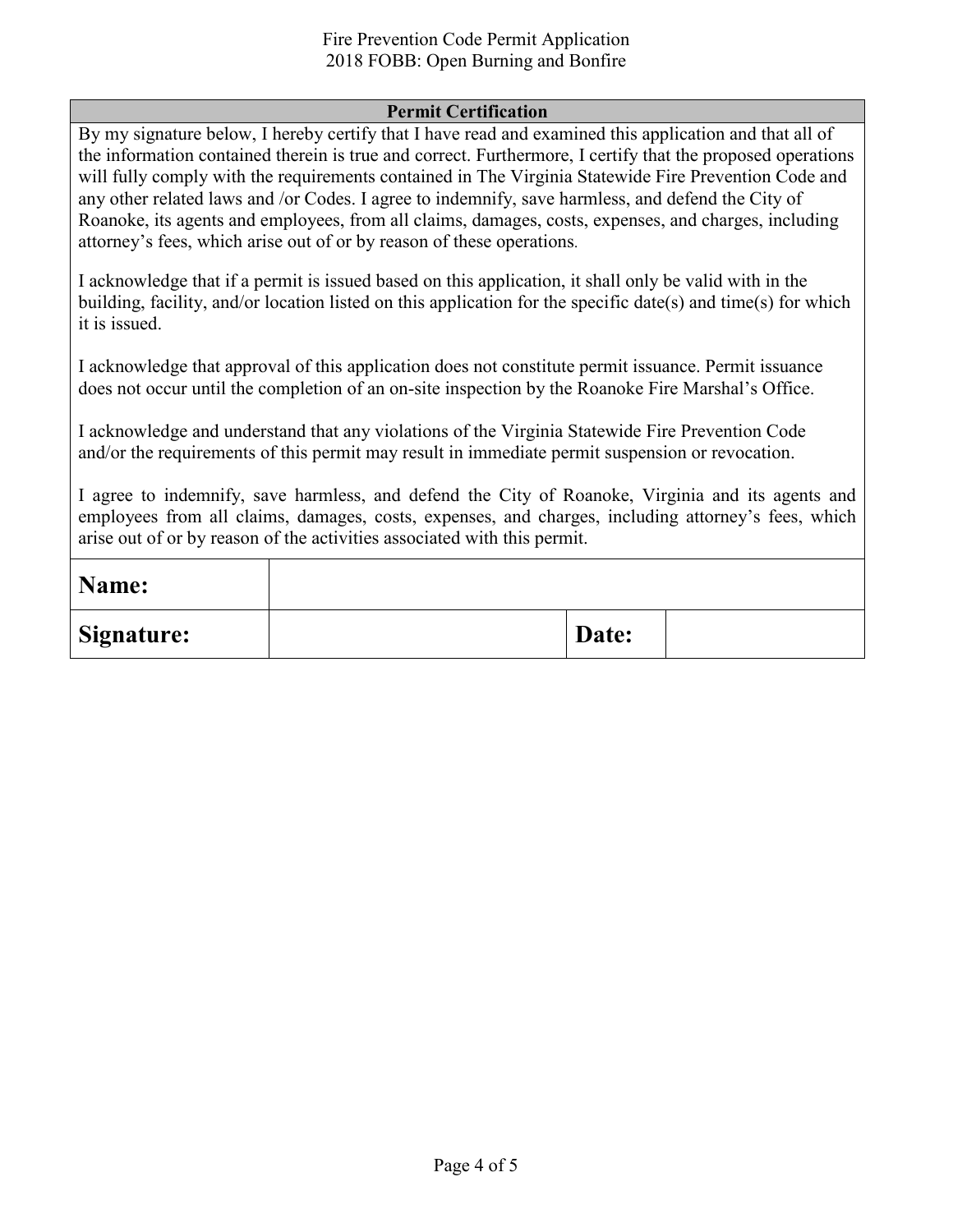## Permit Certification

By my signature below, I hereby certify that I have read and examined this application and that all of the information contained therein is true and correct. Furthermore, I certify that the proposed operations will fully comply with the requirements contained in The Virginia Statewide Fire Prevention Code and any other related laws and /or Codes. I agree to indemnify, save harmless, and defend the City of Roanoke, its agents and employees, from all claims, damages, costs, expenses, and charges, including attorney's fees, which arise out of or by reason of these operations.

I acknowledge that if a permit is issued based on this application, it shall only be valid with in the building, facility, and/or location listed on this application for the specific date(s) and time(s) for which it is issued.

I acknowledge that approval of this application does not constitute permit issuance. Permit issuance does not occur until the completion of an on-site inspection by the Roanoke Fire Marshal's Office.

I acknowledge and understand that any violations of the Virginia Statewide Fire Prevention Code and/or the requirements of this permit may result in immediate permit suspension or revocation.

I agree to indemnify, save harmless, and defend the City of Roanoke, Virginia and its agents and employees from all claims, damages, costs, expenses, and charges, including attorney's fees, which arise out of or by reason of the activities associated with this permit.

| **Name:** | | | |
|---|---|---|---|
| **Signature:** | | **Date:** | |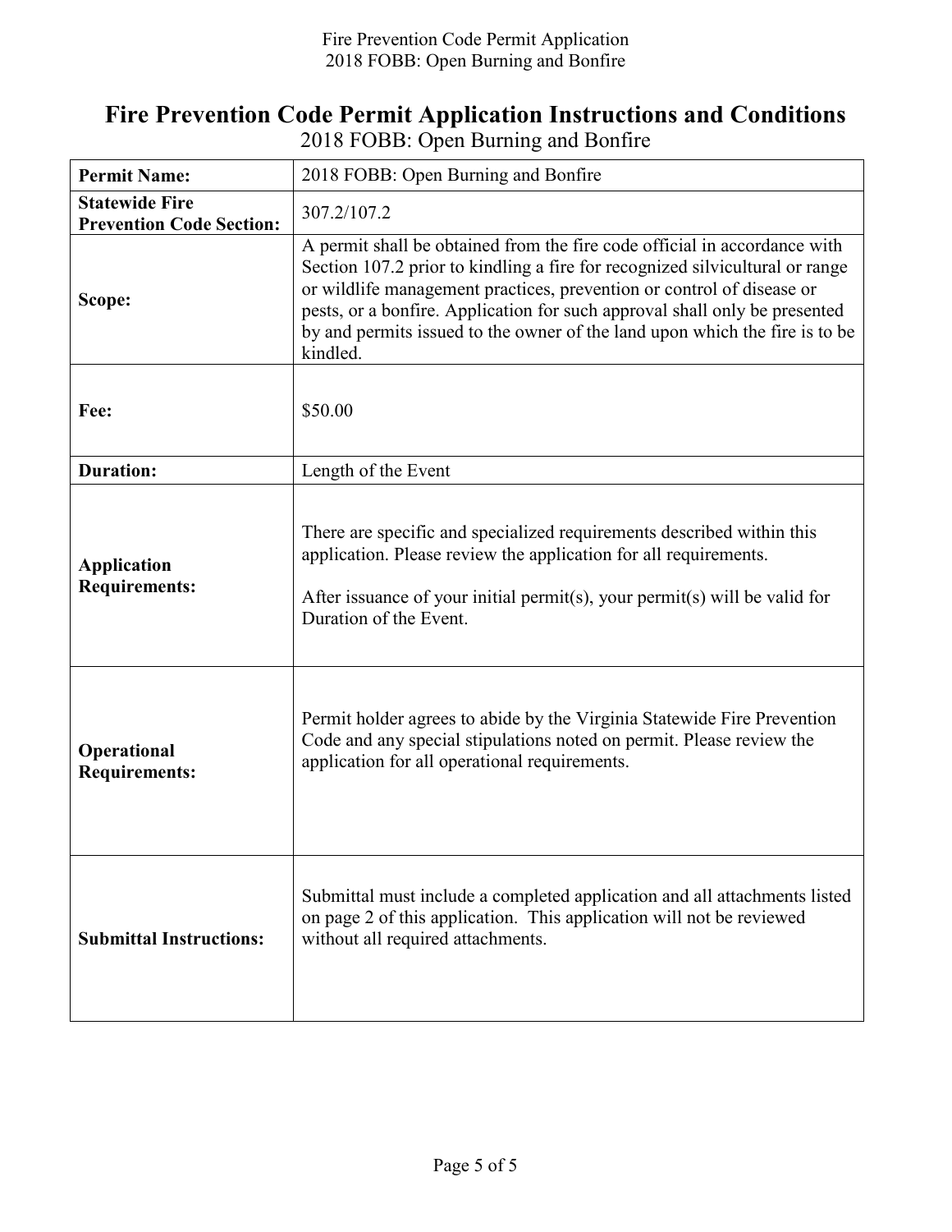# Fire Prevention Code Permit Application Instructions and Conditions

2018 FOBB: Open Burning and Bonfire

| | |
|---|---|
| **Permit Name:** | 2018 FOBB: Open Burning and Bonfire |
| **Statewide Fire Prevention Code Section:** | 307.2/107.2 |
| **Scope:** | A permit shall be obtained from the fire code official in accordance with Section 107.2 prior to kindling a fire for recognized silvicultural or range or wildlife management practices, prevention or control of disease or pests, or a bonfire. Application for such approval shall only be presented by and permits issued to the owner of the land upon which the fire is to be kindled. |
| **Fee:** | $50.00 |
| **Duration:** | Length of the Event |
| **Application Requirements:** | There are specific and specialized requirements described within this application. Please review the application for all requirements.<br><br>After issuance of your initial permit(s), your permit(s) will be valid for Duration of the Event. |
| **Operational Requirements:** | Permit holder agrees to abide by the Virginia Statewide Fire Prevention Code and any special stipulations noted on permit. Please review the application for all operational requirements. |
| **Submittal Instructions:** | Submittal must include a completed application and all attachments listed on page 2 of this application. This application will not be reviewed without all required attachments. |